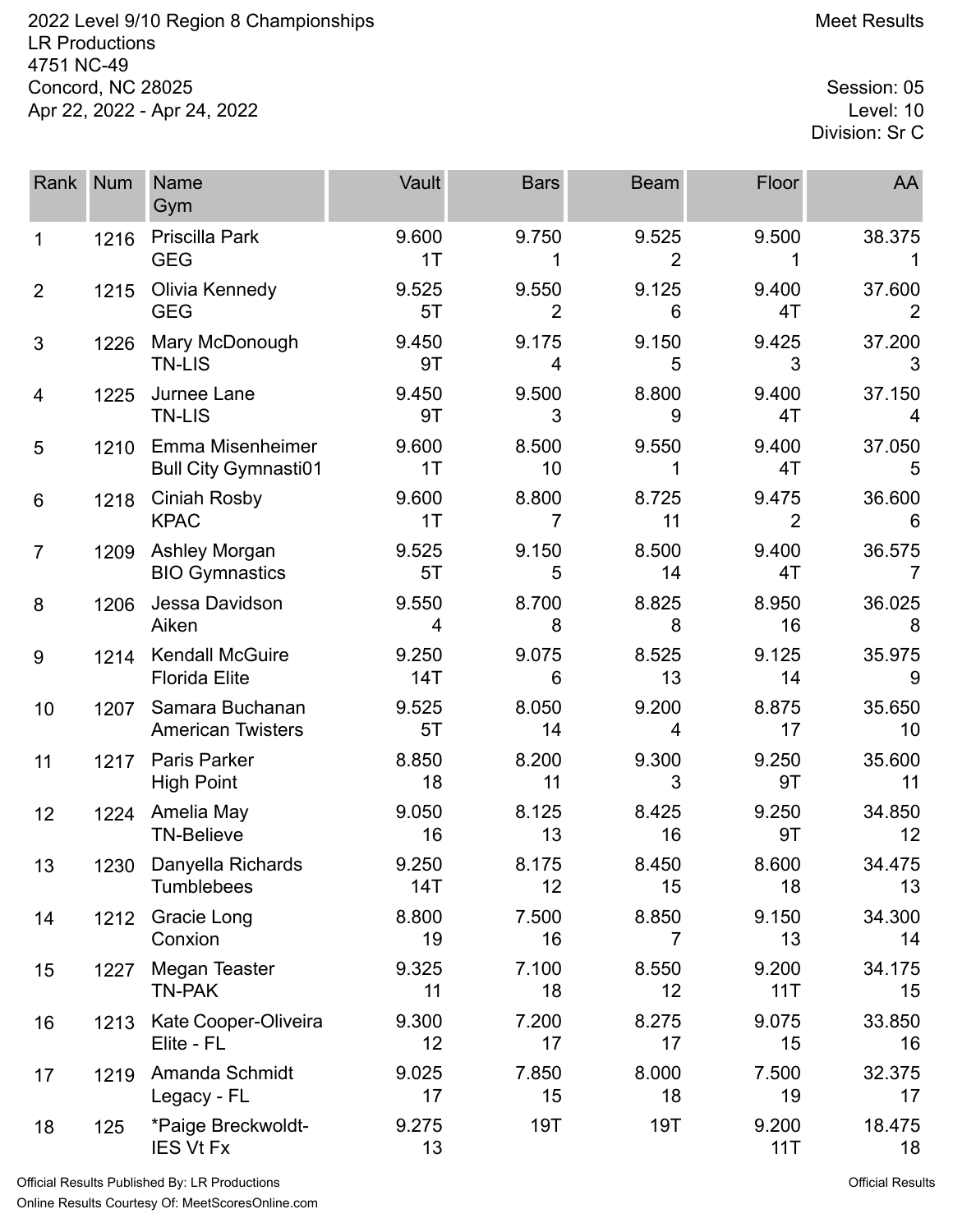2022 Level 9/10 Region 8 Championships
LR Productions
4751 NC-49
Concord, NC 28025
Apr 22, 2022 - Apr 24, 2022

Meet Results

Session: 05
Level: 10
Division: Sr C

| Rank | Num | Name<br>Gym | Vault | Bars | Beam | Floor | AA |
|---|---|---|---|---|---|---|---|
| 1 | 1216 | Priscilla Park<br>GEG | 9.600<br>1T | 9.750<br>1 | 9.525<br>2 | 9.500<br>1 | 38.375<br>1 |
| 2 | 1215 | Olivia Kennedy<br>GEG | 9.525<br>5T | 9.550<br>2 | 9.125<br>6 | 9.400<br>4T | 37.600<br>2 |
| 3 | 1226 | Mary McDonough<br>TN-LIS | 9.450<br>9T | 9.175<br>4 | 9.150<br>5 | 9.425<br>3 | 37.200<br>3 |
| 4 | 1225 | Jurnee Lane<br>TN-LIS | 9.450<br>9T | 9.500<br>3 | 8.800<br>9 | 9.400<br>4T | 37.150<br>4 |
| 5 | 1210 | Emma Misenheimer<br>Bull City Gymnasti01 | 9.600<br>1T | 8.500<br>10 | 9.550<br>1 | 9.400<br>4T | 37.050<br>5 |
| 6 | 1218 | Ciniah Rosby<br>KPAC | 9.600<br>1T | 8.800<br>7 | 8.725<br>11 | 9.475<br>2 | 36.600<br>6 |
| 7 | 1209 | Ashley Morgan<br>BIO Gymnastics | 9.525<br>5T | 9.150<br>5 | 8.500<br>14 | 9.400<br>4T | 36.575<br>7 |
| 8 | 1206 | Jessa Davidson<br>Aiken | 9.550<br>4 | 8.700<br>8 | 8.825<br>8 | 8.950<br>16 | 36.025<br>8 |
| 9 | 1214 | Kendall McGuire<br>Florida Elite | 9.250<br>14T | 9.075<br>6 | 8.525<br>13 | 9.125<br>14 | 35.975<br>9 |
| 10 | 1207 | Samara Buchanan<br>American Twisters | 9.525<br>5T | 8.050<br>14 | 9.200<br>4 | 8.875<br>17 | 35.650<br>10 |
| 11 | 1217 | Paris Parker<br>High Point | 8.850<br>18 | 8.200<br>11 | 9.300<br>3 | 9.250<br>9T | 35.600<br>11 |
| 12 | 1224 | Amelia May<br>TN-Believe | 9.050<br>16 | 8.125<br>13 | 8.425<br>16 | 9.250<br>9T | 34.850<br>12 |
| 13 | 1230 | Danyella Richards<br>Tumblebees | 9.250<br>14T | 8.175<br>12 | 8.450<br>15 | 8.600<br>18 | 34.475<br>13 |
| 14 | 1212 | Gracie Long<br>Conxion | 8.800<br>19 | 7.500<br>16 | 8.850<br>7 | 9.150<br>13 | 34.300<br>14 |
| 15 | 1227 | Megan Teaster<br>TN-PAK | 9.325<br>11 | 7.100<br>18 | 8.550<br>12 | 9.200<br>11T | 34.175<br>15 |
| 16 | 1213 | Kate Cooper-Oliveira<br>Elite - FL | 9.300<br>12 | 7.200<br>17 | 8.275<br>17 | 9.075<br>15 | 33.850<br>16 |
| 17 | 1219 | Amanda Schmidt<br>Legacy - FL | 9.025<br>17 | 7.850<br>15 | 8.000<br>18 | 7.500<br>19 | 32.375<br>17 |
| 18 | 125 | *Paige Breckwoldt-<br>IES Vt Fx | 9.275<br>13 | 19T | 19T | 9.200<br>11T | 18.475<br>18 |

Official Results Published By: LR Productions
Online Results Courtesy Of: MeetScoresOnline.com

Official Results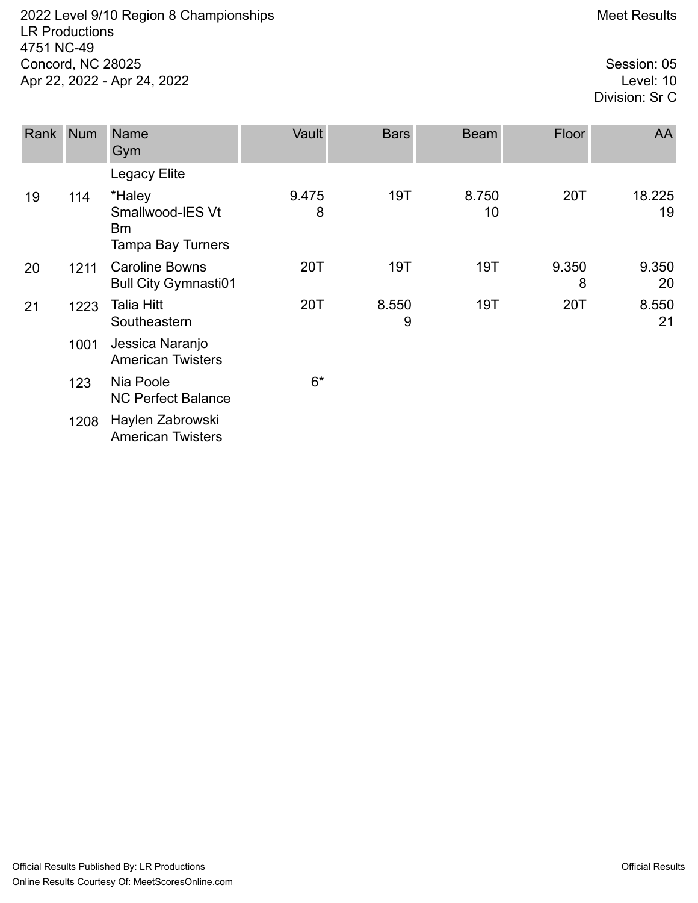2022 Level 9/10 Region 8 Championships
LR Productions
4751 NC-49
Concord, NC 28025
Apr 22, 2022 - Apr 24, 2022

Meet Results

Session: 05
Level: 10
Division: Sr C

| Rank | Num | Name<br>Gym | Vault | Bars | Beam | Floor | AA |
|---|---|---|---|---|---|---|---|
| | | Legacy Elite | | | | | |
| 19 | 114 | *Haley Smallwood-IES Vt Bm<br>Tampa Bay Turners | 9.475<br>8 | 19T | 8.750<br>10 | 20T | 18.225<br>19 |
| 20 | 1211 | Caroline Bowns<br>Bull City Gymnasti01 | 20T | 19T | 19T | 9.350<br>8 | 9.350<br>20 |
| 21 | 1223 | Talia Hitt<br>Southeastern | 20T | 8.550<br>9 | 19T | 20T | 8.550<br>21 |
| | 1001 | Jessica Naranjo<br>American Twisters | | | | | |
| | 123 | Nia Poole<br>NC Perfect Balance | 6* | | | | |
| | 1208 | Haylen Zabrowski<br>American Twisters | | | | | |

Official Results Published By: LR Productions
Online Results Courtesy Of: MeetScoresOnline.com

Official Results